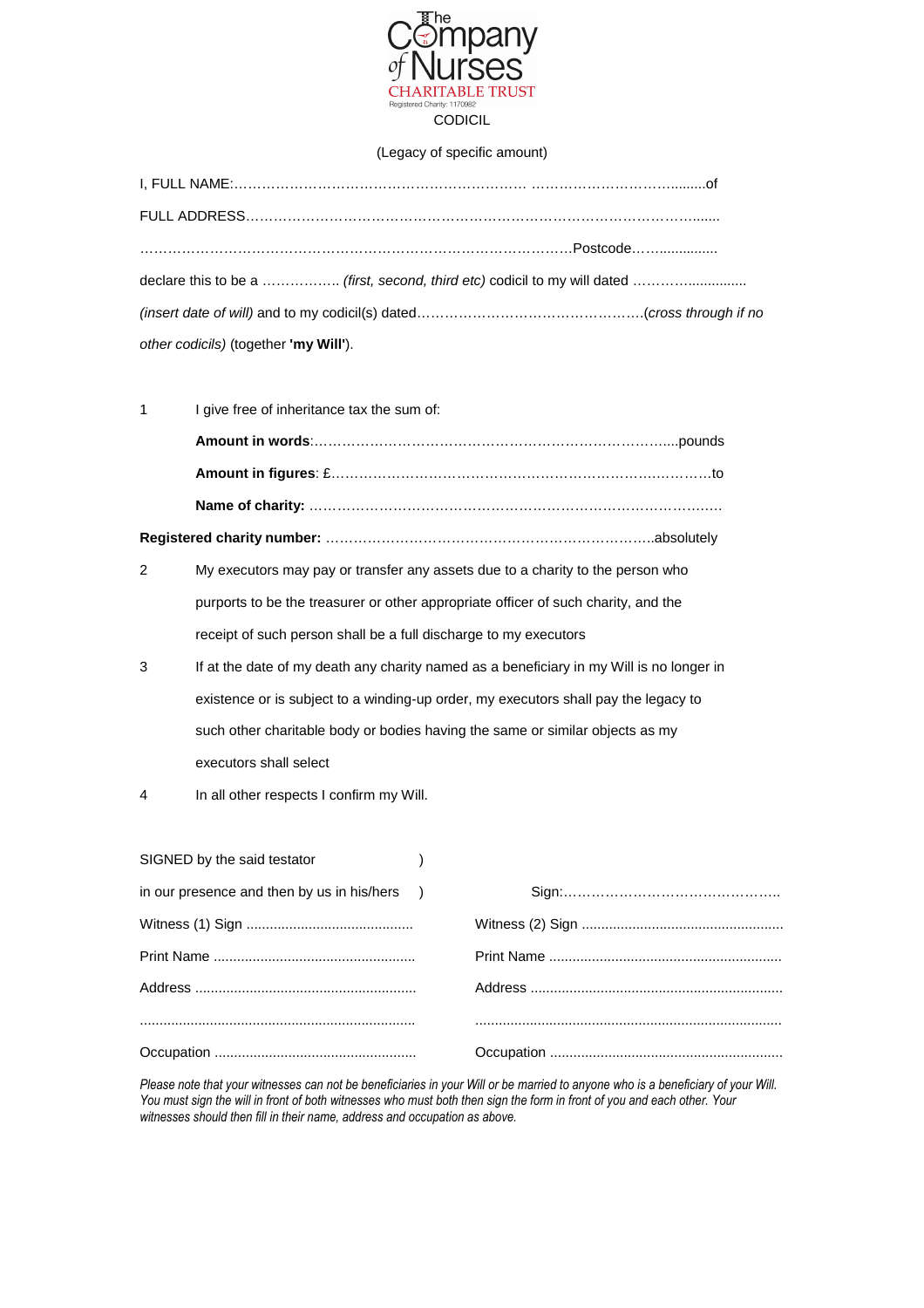The Company of Nurses

CHARITABLE TRUST

Registered Charity: 1170982

# CODICIL

(Legacy of specific amount)

I, FULL NAME:……………………………………………………… ……………………………........of

FULL ADDRESS…………………………………………………………………………………….......

………………………………………………………………………………….Postcode…….................

declare this to be a …………….. *(first, second, third etc)* codicil to my will dated ………….............

*(insert date of will)* and to my codicil(s) dated………………………………………….(*cross through if no other codicils)* (together **'my Will'**).

1 I give free of inheritance tax the sum of:

**Amount in words**:……………………………………………………………………....pounds

**Amount in figures**: £……………………………………………………………….………to

**Name of charity:** ………………………………………………………………………….…

**Registered charity number:** ………………………………………………………………..absolutely

2 My executors may pay or transfer any assets due to a charity to the person who purports to be the treasurer or other appropriate officer of such charity, and the receipt of such person shall be a full discharge to my executors

3 If at the date of my death any charity named as a beneficiary in my Will is no longer in existence or is subject to a winding-up order, my executors shall pay the legacy to such other charitable body or bodies having the same or similar objects as my executors shall select

4 In all other respects I confirm my Will.

SIGNED by the said testator )

in our presence and then by us in his/hers ) Sign:…………………………………………..

| | |
|---|---|
| Witness (1) Sign .......................................... | Witness (2) Sign .................................................... |
| Print Name .................................................... | Print Name ............................................................ |
| Address ......................................................... | Address ................................................................. |
| ....................................................................... | ............................................................................... |
| Occupation .................................................... | Occupation ............................................................ |

*Please note that your witnesses can not be beneficiaries in your Will or be married to anyone who is a beneficiary of your Will. You must sign the will in front of both witnesses who must both then sign the form in front of you and each other. Your witnesses should then fill in their name, address and occupation as above.*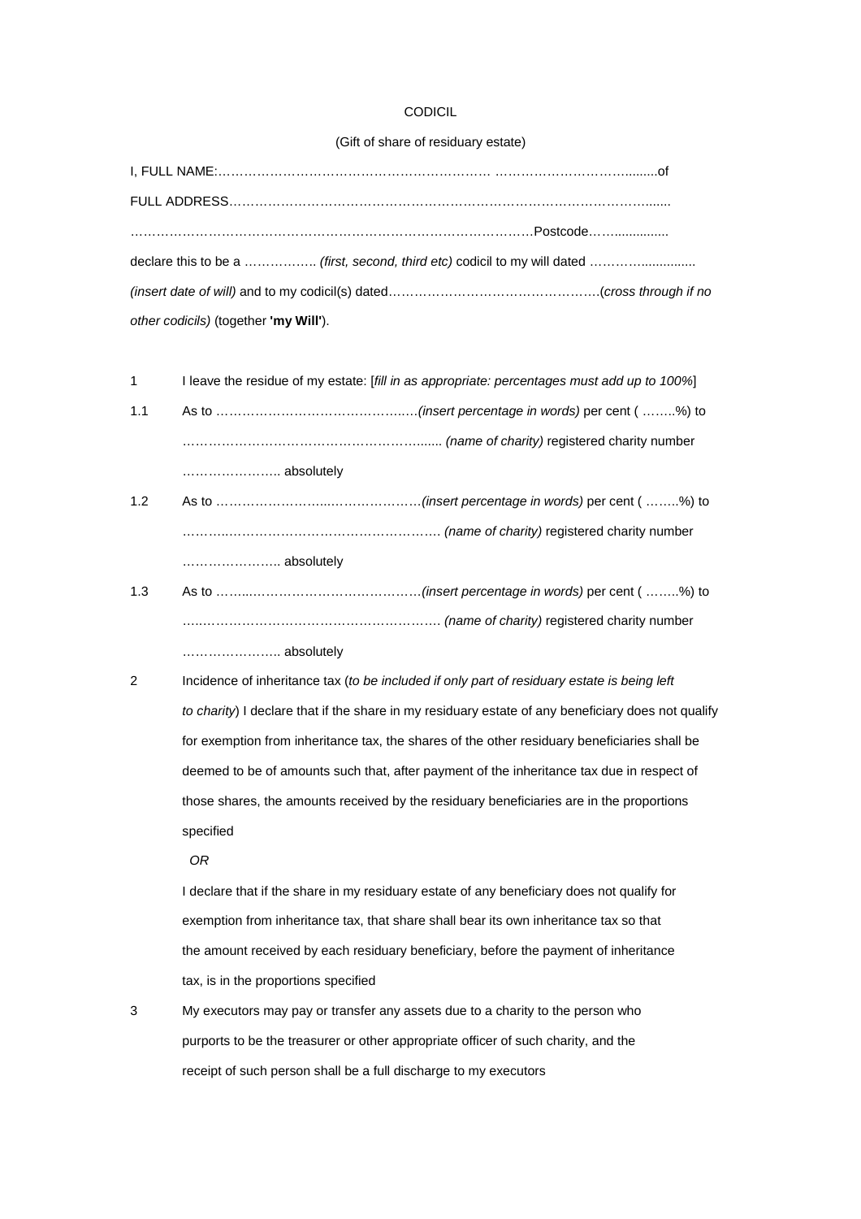CODICIL

(Gift of share of residuary estate)

I, FULL NAME:………………………………………………………… ……………………………........of

FULL ADDRESS……………………………………………………………………………………….......

……………………………………………………………………………………Postcode……..............

declare this to be a ……………. *(first, second, third etc)* codicil to my will dated …………..............

*(insert date of will)* and to my codicil(s) dated…………………………………………(*cross through if no other codicils)* (together **'my Will'**).

1 I leave the residue of my estate: [*fill in as appropriate: percentages must add up to 100%*]

1.1 As to ………………………………….…*(insert percentage in words)* per cent ( ……..%) to …………………………………………………....... *(name of charity)* registered charity number ………………….. absolutely

1.2 As to ……………………...…………………*(insert percentage in words)* per cent ( ……..%) to ………..………………………………………… *(name of charity)* registered charity number ………………….. absolutely

1.3 As to ……..…………………………………*(insert percentage in words)* per cent ( ……..%) to …..……………………………………………… *(name of charity)* registered charity number ………………….. absolutely

2 Incidence of inheritance tax (*to be included if only part of residuary estate is being left to charity*) I declare that if the share in my residuary estate of any beneficiary does not qualify for exemption from inheritance tax, the shares of the other residuary beneficiaries shall be deemed to be of amounts such that, after payment of the inheritance tax due in respect of those shares, the amounts received by the residuary beneficiaries are in the proportions specified

*OR*

I declare that if the share in my residuary estate of any beneficiary does not qualify for exemption from inheritance tax, that share shall bear its own inheritance tax so that the amount received by each residuary beneficiary, before the payment of inheritance tax, is in the proportions specified

3 My executors may pay or transfer any assets due to a charity to the person who purports to be the treasurer or other appropriate officer of such charity, and the receipt of such person shall be a full discharge to my executors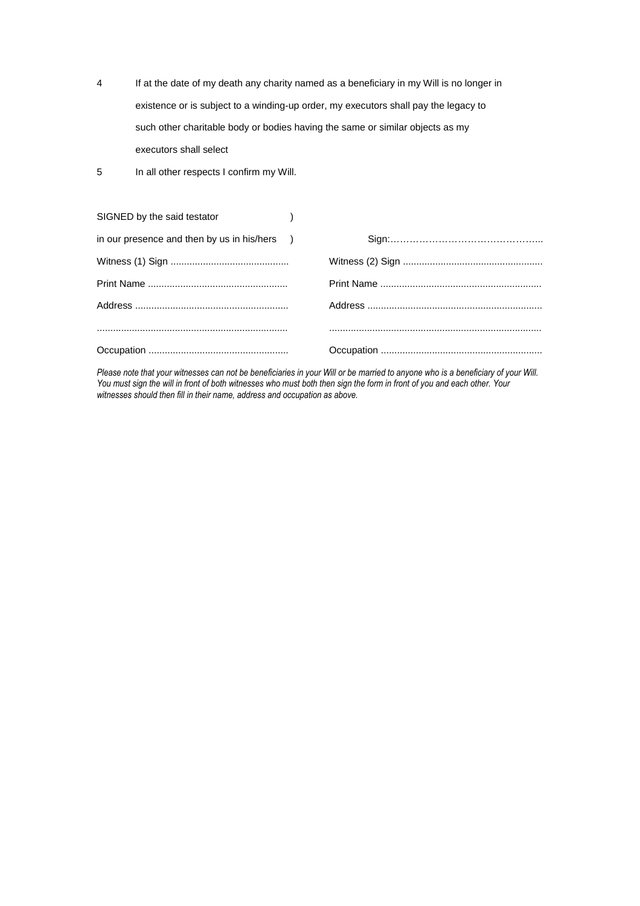4 If at the date of my death any charity named as a beneficiary in my Will is no longer in existence or is subject to a winding-up order, my executors shall pay the legacy to such other charitable body or bodies having the same or similar objects as my executors shall select

5 In all other respects I confirm my Will.

| | |
|---|---|
| SIGNED by the said testator ) | |
| in our presence and then by us in his/hers ) | Sign:………………………………………... |
| Witness (1) Sign ........................................... | Witness (2) Sign ................................................... |
| Print Name ................................................... | Print Name ........................................................... |
| Address ........................................................ | Address ................................................................ |
| ...................................................................... | .............................................................................. |
| Occupation ................................................... | Occupation ........................................................... |

*Please note that your witnesses can not be beneficiaries in your Will or be married to anyone who is a beneficiary of your Will. You must sign the will in front of both witnesses who must both then sign the form in front of you and each other. Your witnesses should then fill in their name, address and occupation as above.*